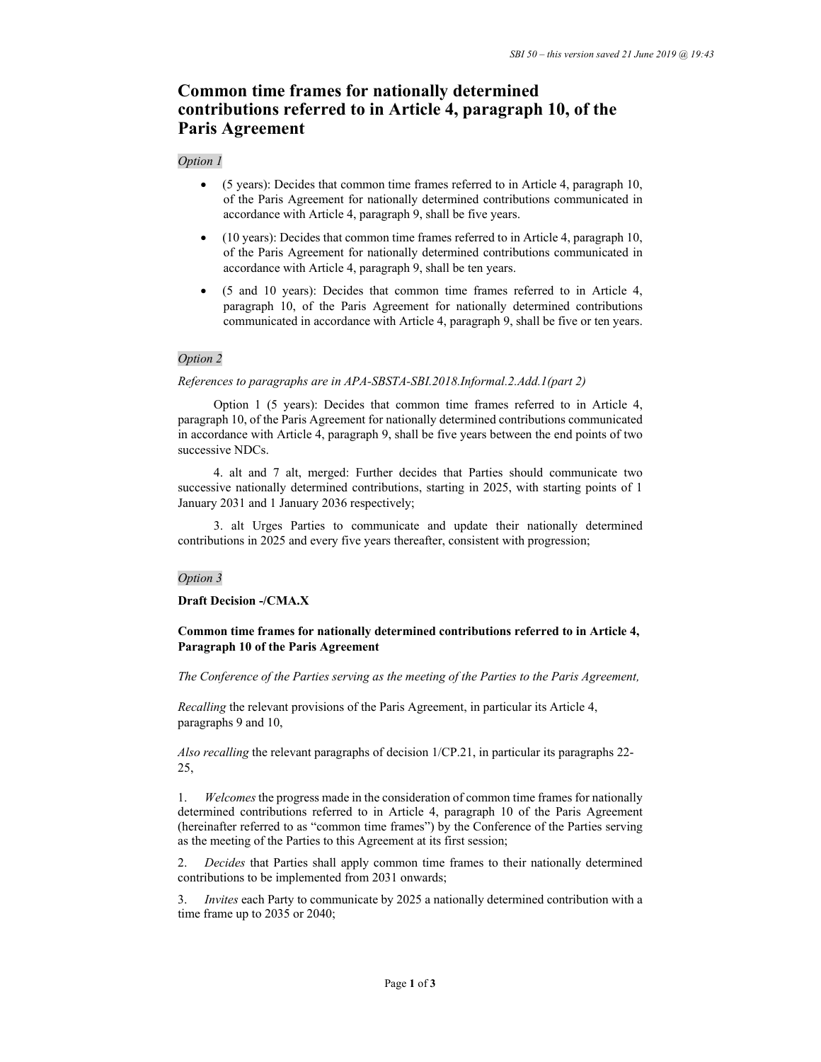# Common time frames for nationally determined contributions referred to in Article 4, paragraph 10, of the Paris Agreement

*Option 1*

- (5 years): Decides that common time frames referred to in Article 4, paragraph 10, of the Paris Agreement for nationally determined contributions communicated in accordance with Article 4, paragraph 9, shall be five years.
- (10 years): Decides that common time frames referred to in Article 4, paragraph 10, of the Paris Agreement for nationally determined contributions communicated in accordance with Article 4, paragraph 9, shall be ten years.
- (5 and 10 years): Decides that common time frames referred to in Article 4, paragraph 10, of the Paris Agreement for nationally determined contributions communicated in accordance with Article 4, paragraph 9, shall be five or ten years.

*Option 2*

*References to paragraphs are in APA-SBSTA-SBI.2018.Informal.2.Add.1(part 2)*

Option 1 (5 years): Decides that common time frames referred to in Article 4, paragraph 10, of the Paris Agreement for nationally determined contributions communicated in accordance with Article 4, paragraph 9, shall be five years between the end points of two successive NDCs.

4. alt and 7 alt, merged: Further decides that Parties should communicate two successive nationally determined contributions, starting in 2025, with starting points of 1 January 2031 and 1 January 2036 respectively;

3. alt Urges Parties to communicate and update their nationally determined contributions in 2025 and every five years thereafter, consistent with progression;

*Option 3*

**Draft Decision -/CMA.X**

**Common time frames for nationally determined contributions referred to in Article 4, Paragraph 10 of the Paris Agreement**

*The Conference of the Parties serving as the meeting of the Parties to the Paris Agreement,*

*Recalling* the relevant provisions of the Paris Agreement, in particular its Article 4, paragraphs 9 and 10,

*Also recalling* the relevant paragraphs of decision 1/CP.21, in particular its paragraphs 22-25,

1. *Welcomes* the progress made in the consideration of common time frames for nationally determined contributions referred to in Article 4, paragraph 10 of the Paris Agreement (hereinafter referred to as "common time frames") by the Conference of the Parties serving as the meeting of the Parties to this Agreement at its first session;

2. *Decides* that Parties shall apply common time frames to their nationally determined contributions to be implemented from 2031 onwards;

3. *Invites* each Party to communicate by 2025 a nationally determined contribution with a time frame up to 2035 or 2040;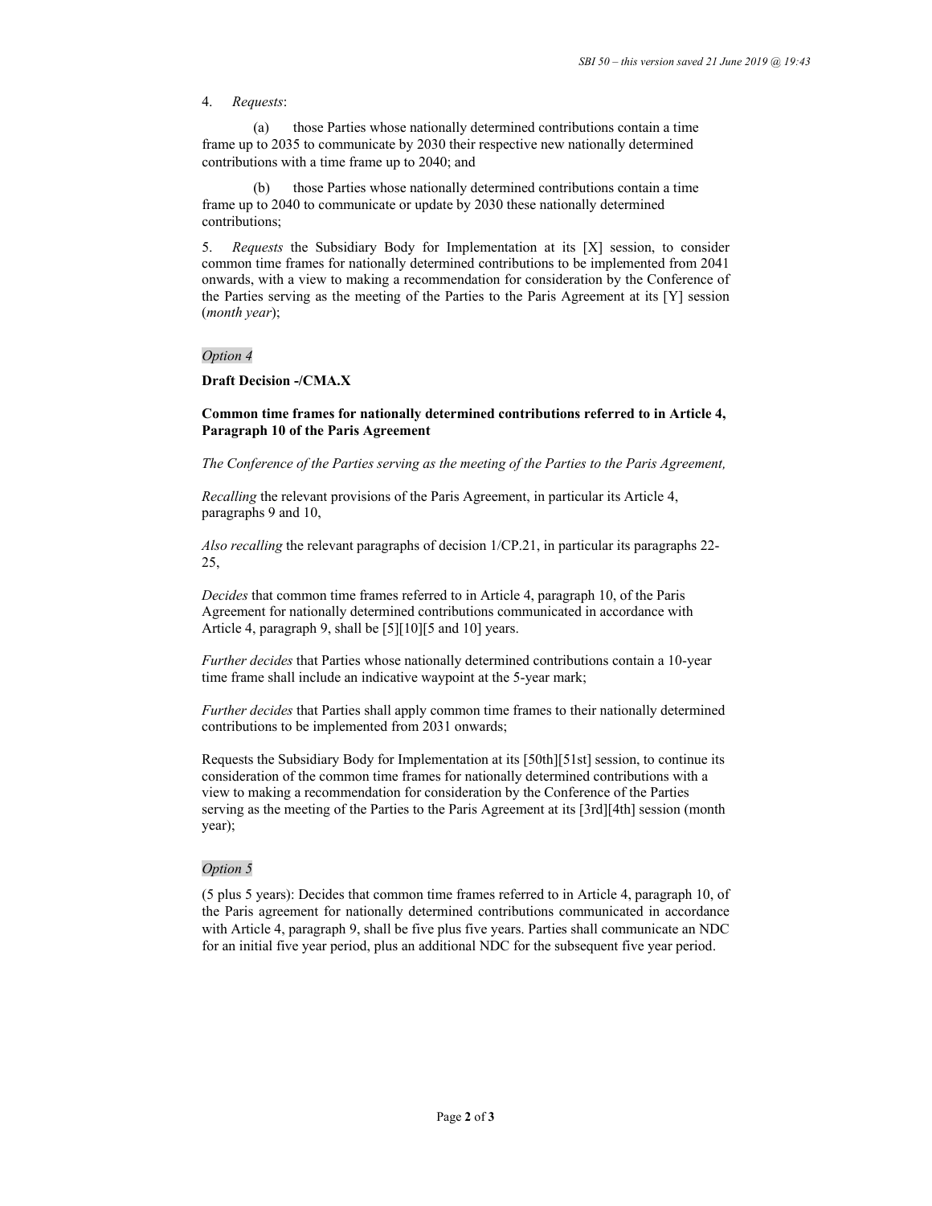4. *Requests*:

(a) those Parties whose nationally determined contributions contain a time frame up to 2035 to communicate by 2030 their respective new nationally determined contributions with a time frame up to 2040; and

(b) those Parties whose nationally determined contributions contain a time frame up to 2040 to communicate or update by 2030 these nationally determined contributions;

5. *Requests* the Subsidiary Body for Implementation at its [X] session, to consider common time frames for nationally determined contributions to be implemented from 2041 onwards, with a view to making a recommendation for consideration by the Conference of the Parties serving as the meeting of the Parties to the Paris Agreement at its [Y] session (*month year*);

*Option 4*

**Draft Decision -/CMA.X**

**Common time frames for nationally determined contributions referred to in Article 4, Paragraph 10 of the Paris Agreement**

*The Conference of the Parties serving as the meeting of the Parties to the Paris Agreement,*

*Recalling* the relevant provisions of the Paris Agreement, in particular its Article 4, paragraphs 9 and 10,

*Also recalling* the relevant paragraphs of decision 1/CP.21, in particular its paragraphs 22-25,

*Decides* that common time frames referred to in Article 4, paragraph 10, of the Paris Agreement for nationally determined contributions communicated in accordance with Article 4, paragraph 9, shall be [5][10][5 and 10] years.

*Further decides* that Parties whose nationally determined contributions contain a 10-year time frame shall include an indicative waypoint at the 5-year mark;

*Further decides* that Parties shall apply common time frames to their nationally determined contributions to be implemented from 2031 onwards;

Requests the Subsidiary Body for Implementation at its [50th][51st] session, to continue its consideration of the common time frames for nationally determined contributions with a view to making a recommendation for consideration by the Conference of the Parties serving as the meeting of the Parties to the Paris Agreement at its [3rd][4th] session (month year);

*Option 5*

(5 plus 5 years): Decides that common time frames referred to in Article 4, paragraph 10, of the Paris agreement for nationally determined contributions communicated in accordance with Article 4, paragraph 9, shall be five plus five years. Parties shall communicate an NDC for an initial five year period, plus an additional NDC for the subsequent five year period.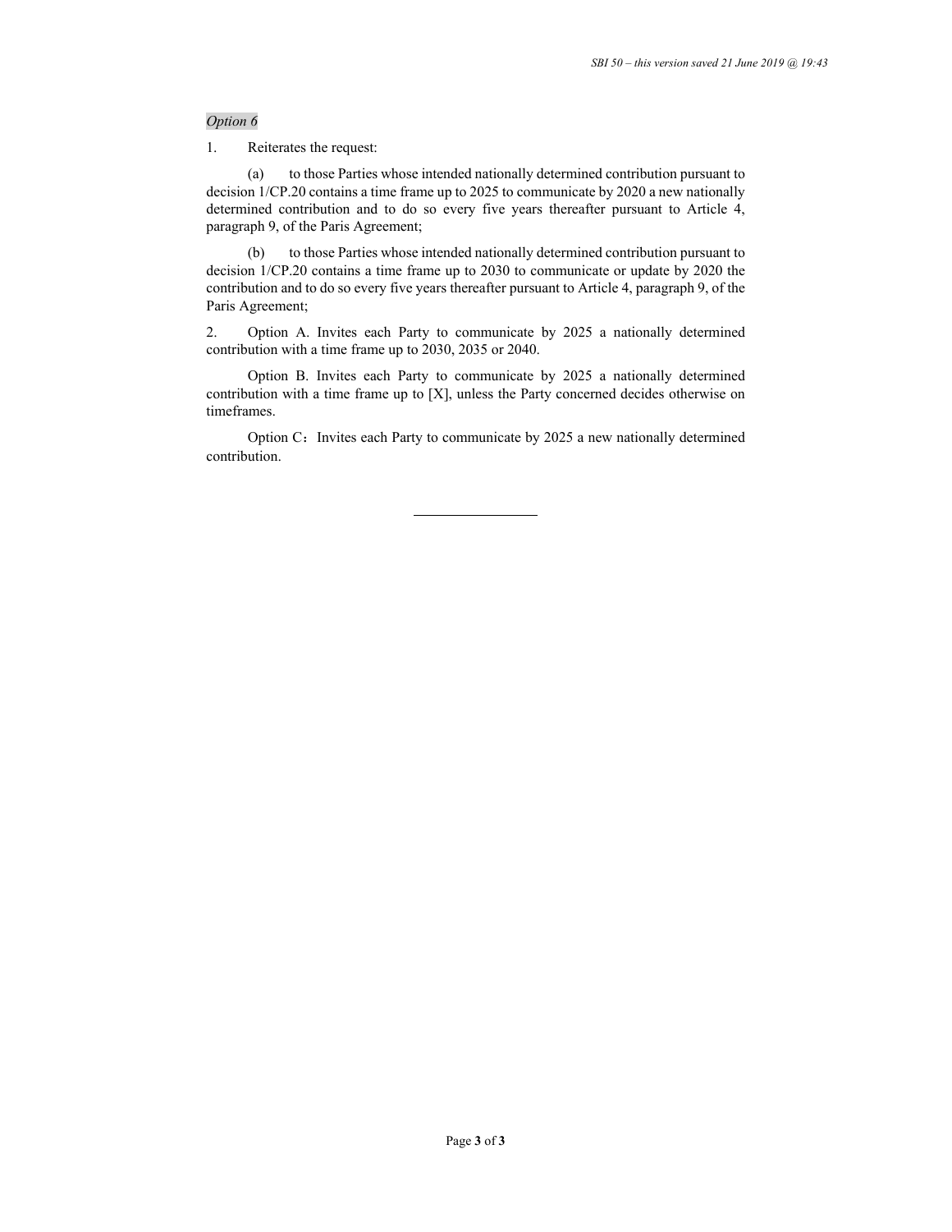*Option 6*

1. Reiterates the request:

   (a) to those Parties whose intended nationally determined contribution pursuant to decision 1/CP.20 contains a time frame up to 2025 to communicate by 2020 a new nationally determined contribution and to do so every five years thereafter pursuant to Article 4, paragraph 9, of the Paris Agreement;

   (b) to those Parties whose intended nationally determined contribution pursuant to decision 1/CP.20 contains a time frame up to 2030 to communicate or update by 2020 the contribution and to do so every five years thereafter pursuant to Article 4, paragraph 9, of the Paris Agreement;

2. Option A. Invites each Party to communicate by 2025 a nationally determined contribution with a time frame up to 2030, 2035 or 2040.

   Option B. Invites each Party to communicate by 2025 a nationally determined contribution with a time frame up to [X], unless the Party concerned decides otherwise on timeframes.

   Option C：Invites each Party to communicate by 2025 a new nationally determined contribution.